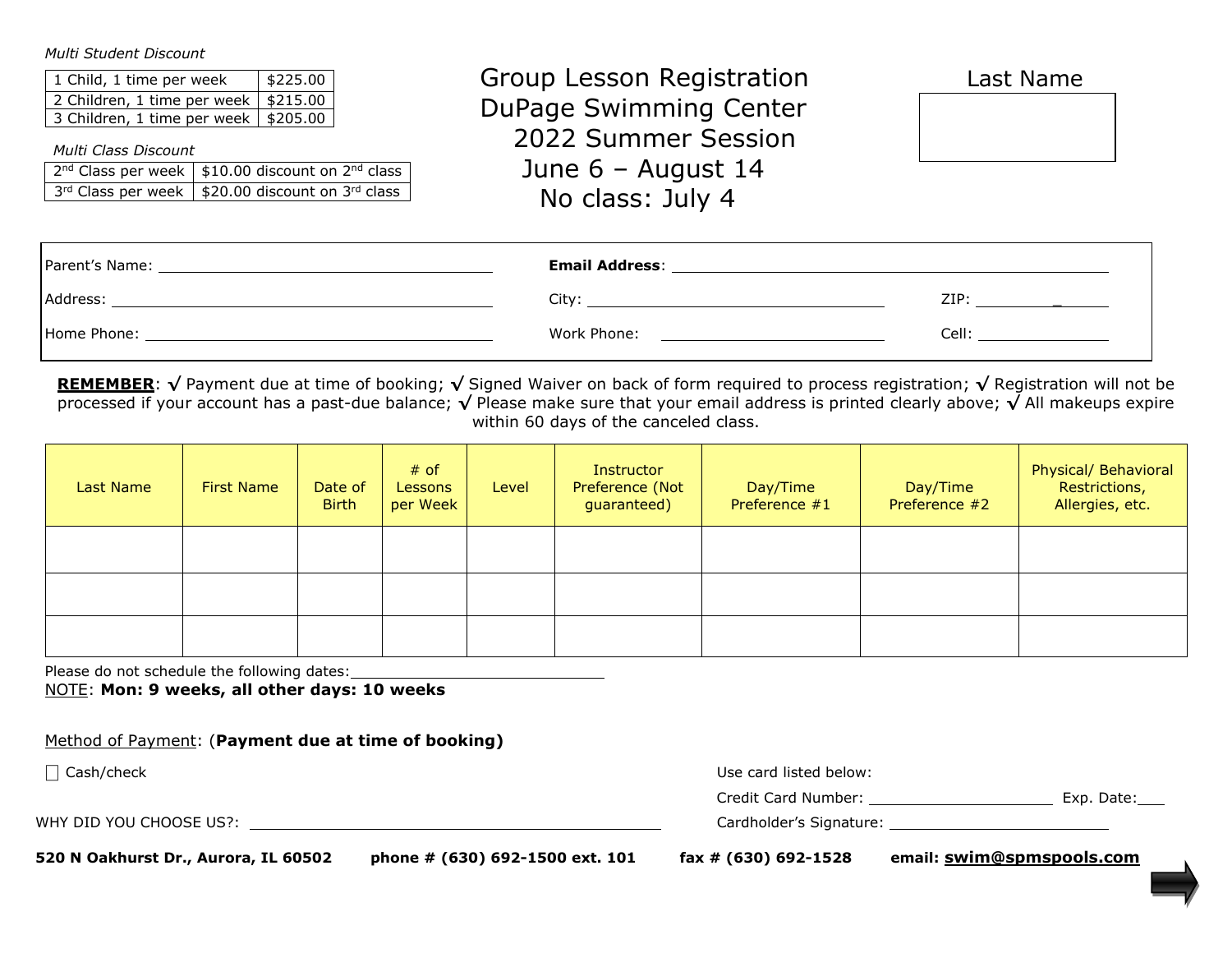*Multi Student Discount*

| 1 Child, 1 time per week | $225.00 |
|---|---|
| 2 Children, 1 time per week | $215.00 |
| 3 Children, 1 time per week | $205.00 |

*Multi Class Discount*

| 2nd Class per week | $10.00 discount on 2nd class |
|---|---|
| 3rd Class per week | $20.00 discount on 3rd class |

# Group Lesson Registration
# DuPage Swimming Center
# 2022 Summer Session
# June 6 – August 14
# No class: July 4

Last Name ____________________

Parent's Name: ____________________ **Email Address**: ____________________

Address: ____________________ City: ____________________ ZIP: ____________

Home Phone: ____________________ Work Phone: ____________________ Cell: ____________

**REMEMBER**: √ Payment due at time of booking; √ Signed Waiver on back of form required to process registration; √ Registration will not be processed if your account has a past-due balance; √ Please make sure that your email address is printed clearly above; √ All makeups expire within 60 days of the canceled class.

| Last Name | First Name | Date of Birth | # of Lessons per Week | Level | Instructor Preference (Not guaranteed) | Day/Time Preference #1 | Day/Time Preference #2 | Physical/ Behavioral Restrictions, Allergies, etc. |
|---|---|---|---|---|---|---|---|---|
| | | | | | | | | |
| | | | | | | | | |
| | | | | | | | | |

Please do not schedule the following dates: ____________________

NOTE: **Mon: 9 weeks, all other days: 10 weeks**

Method of Payment: (**Payment due at time of booking)**

☐ Cash/check

Use card listed below:

Credit Card Number: ____________________ Exp. Date: ____

WHY DID YOU CHOOSE US?: ____________________

Cardholder's Signature: ____________________

**520 N Oakhurst Dr., Aurora, IL 60502** **phone # (630) 692-1500 ext. 101** **fax # (630) 692-1528** **email: swim@spmspools.com**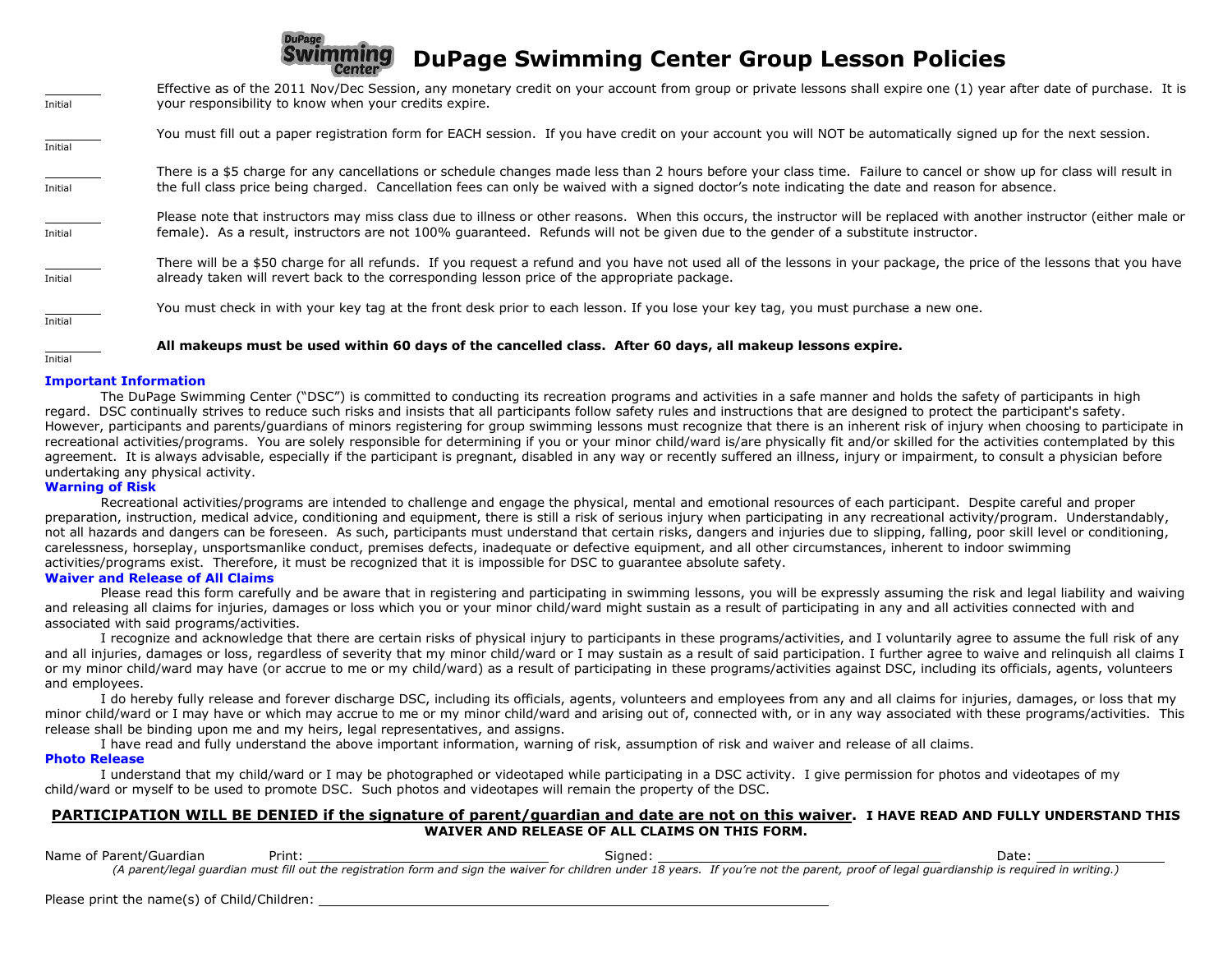# DuPage Swimming Center Group Lesson Policies

\_\_\_\_\_\_\_\_ Initial — Effective as of the 2011 Nov/Dec Session, any monetary credit on your account from group or private lessons shall expire one (1) year after date of purchase. It is your responsibility to know when your credits expire.

\_\_\_\_\_\_\_\_ Initial — You must fill out a paper registration form for EACH session. If you have credit on your account you will NOT be automatically signed up for the next session.

\_\_\_\_\_\_\_\_ Initial — There is a $5 charge for any cancellations or schedule changes made less than 2 hours before your class time. Failure to cancel or show up for class will result in the full class price being charged. Cancellation fees can only be waived with a signed doctor's note indicating the date and reason for absence.

\_\_\_\_\_\_\_\_ Initial — Please note that instructors may miss class due to illness or other reasons. When this occurs, the instructor will be replaced with another instructor (either male or female). As a result, instructors are not 100% guaranteed. Refunds will not be given due to the gender of a substitute instructor.

\_\_\_\_\_\_\_\_ Initial — There will be a $50 charge for all refunds. If you request a refund and you have not used all of the lessons in your package, the price of the lessons that you have already taken will revert back to the corresponding lesson price of the appropriate package.

\_\_\_\_\_\_\_\_ Initial — You must check in with your key tag at the front desk prior to each lesson. If you lose your key tag, you must purchase a new one.

\_\_\_\_\_\_\_\_ Initial — **All makeups must be used within 60 days of the cancelled class. After 60 days, all makeup lessons expire.**

### Important Information

The DuPage Swimming Center ("DSC") is committed to conducting its recreation programs and activities in a safe manner and holds the safety of participants in high regard. DSC continually strives to reduce such risks and insists that all participants follow safety rules and instructions that are designed to protect the participant's safety. However, participants and parents/guardians of minors registering for group swimming lessons must recognize that there is an inherent risk of injury when choosing to participate in recreational activities/programs. You are solely responsible for determining if you or your minor child/ward is/are physically fit and/or skilled for the activities contemplated by this agreement. It is always advisable, especially if the participant is pregnant, disabled in any way or recently suffered an illness, injury or impairment, to consult a physician before undertaking any physical activity.

### Warning of Risk

Recreational activities/programs are intended to challenge and engage the physical, mental and emotional resources of each participant. Despite careful and proper preparation, instruction, medical advice, conditioning and equipment, there is still a risk of serious injury when participating in any recreational activity/program. Understandably, not all hazards and dangers can be foreseen. As such, participants must understand that certain risks, dangers and injuries due to slipping, falling, poor skill level or conditioning, carelessness, horseplay, unsportsmanlike conduct, premises defects, inadequate or defective equipment, and all other circumstances, inherent to indoor swimming activities/programs exist. Therefore, it must be recognized that it is impossible for DSC to guarantee absolute safety.

### Waiver and Release of All Claims

Please read this form carefully and be aware that in registering and participating in swimming lessons, you will be expressly assuming the risk and legal liability and waiving and releasing all claims for injuries, damages or loss which you or your minor child/ward might sustain as a result of participating in any and all activities connected with and associated with said programs/activities.

I recognize and acknowledge that there are certain risks of physical injury to participants in these programs/activities, and I voluntarily agree to assume the full risk of any and all injuries, damages or loss, regardless of severity that my minor child/ward or I may sustain as a result of said participation. I further agree to waive and relinquish all claims I or my minor child/ward may have (or accrue to me or my child/ward) as a result of participating in these programs/activities against DSC, including its officials, agents, volunteers and employees.

I do hereby fully release and forever discharge DSC, including its officials, agents, volunteers and employees from any and all claims for injuries, damages, or loss that my minor child/ward or I may have or which may accrue to me or my minor child/ward and arising out of, connected with, or in any way associated with these programs/activities. This release shall be binding upon me and my heirs, legal representatives, and assigns.

I have read and fully understand the above important information, warning of risk, assumption of risk and waiver and release of all claims.

### Photo Release

I understand that my child/ward or I may be photographed or videotaped while participating in a DSC activity. I give permission for photos and videotapes of my child/ward or myself to be used to promote DSC. Such photos and videotapes will remain the property of the DSC.

**PARTICIPATION WILL BE DENIED if the signature of parent/guardian and date are not on this waiver. I HAVE READ AND FULLY UNDERSTAND THIS WAIVER AND RELEASE OF ALL CLAIMS ON THIS FORM.**

Name of Parent/Guardian Print: \_\_\_\_\_\_\_\_\_\_\_\_\_\_\_\_\_\_\_\_ Signed: \_\_\_\_\_\_\_\_\_\_\_\_\_\_\_\_\_\_\_\_ Date: \_\_\_\_\_\_\_\_\_\_\_\_

*(A parent/legal guardian must fill out the registration form and sign the waiver for children under 18 years. If you're not the parent, proof of legal guardianship is required in writing.)*

Please print the name(s) of Child/Children: \_\_\_\_\_\_\_\_\_\_\_\_\_\_\_\_\_\_\_\_\_\_\_\_\_\_\_\_\_\_\_\_\_\_\_\_\_\_\_\_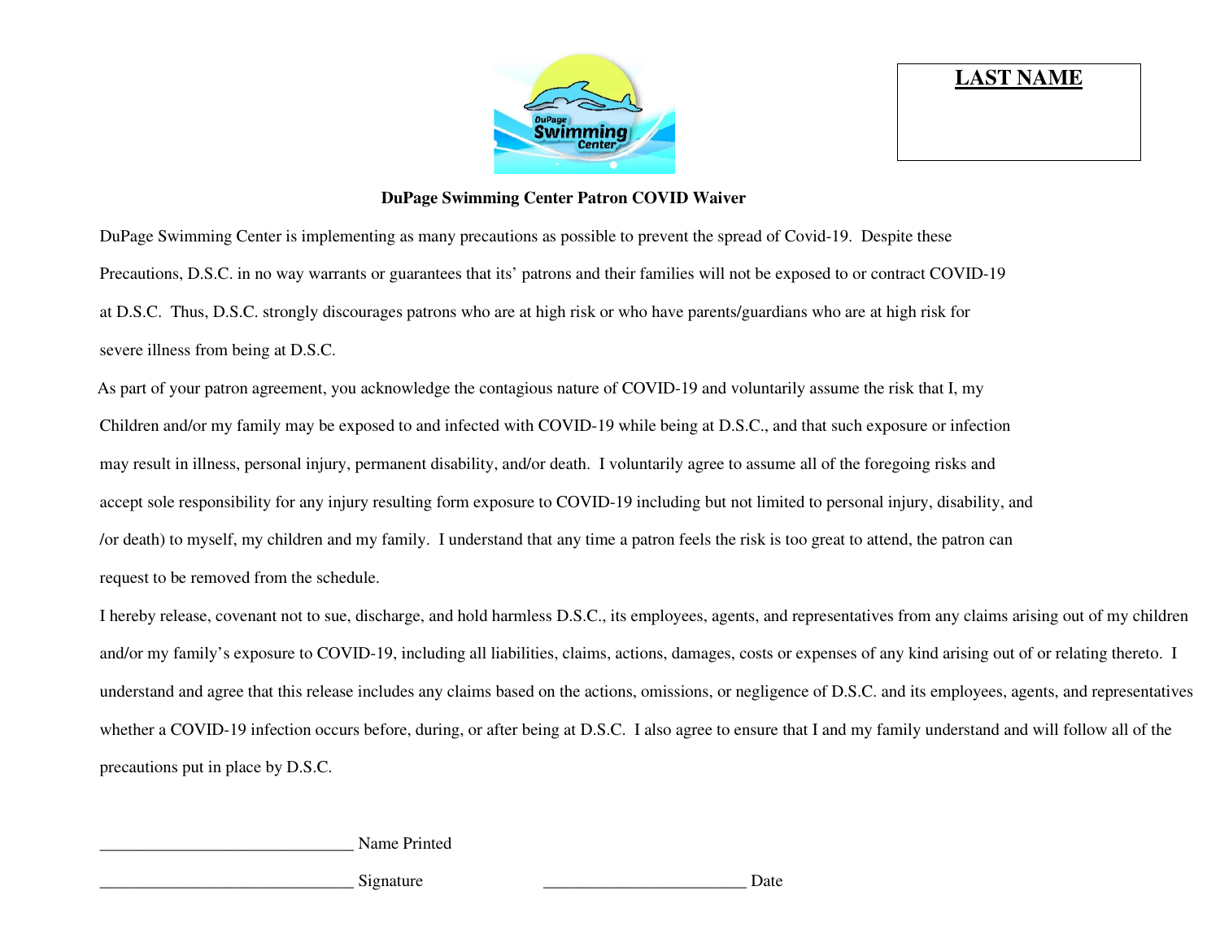**LAST NAME**

**DuPage Swimming Center Patron COVID Waiver**

DuPage Swimming Center is implementing as many precautions as possible to prevent the spread of Covid-19. Despite these Precautions, D.S.C. in no way warrants or guarantees that its' patrons and their families will not be exposed to or contract COVID-19 at D.S.C. Thus, D.S.C. strongly discourages patrons who are at high risk or who have parents/guardians who are at high risk for severe illness from being at D.S.C.

As part of your patron agreement, you acknowledge the contagious nature of COVID-19 and voluntarily assume the risk that I, my Children and/or my family may be exposed to and infected with COVID-19 while being at D.S.C., and that such exposure or infection may result in illness, personal injury, permanent disability, and/or death. I voluntarily agree to assume all of the foregoing risks and accept sole responsibility for any injury resulting form exposure to COVID-19 including but not limited to personal injury, disability, and /or death) to myself, my children and my family. I understand that any time a patron feels the risk is too great to attend, the patron can request to be removed from the schedule.

I hereby release, covenant not to sue, discharge, and hold harmless D.S.C., its employees, agents, and representatives from any claims arising out of my children and/or my family's exposure to COVID-19, including all liabilities, claims, actions, damages, costs or expenses of any kind arising out of or relating thereto. I understand and agree that this release includes any claims based on the actions, omissions, or negligence of D.S.C. and its employees, agents, and representatives whether a COVID-19 infection occurs before, during, or after being at D.S.C. I also agree to ensure that I and my family understand and will follow all of the precautions put in place by D.S.C.

______________________________ Name Printed

______________________________ Signature ________________________ Date